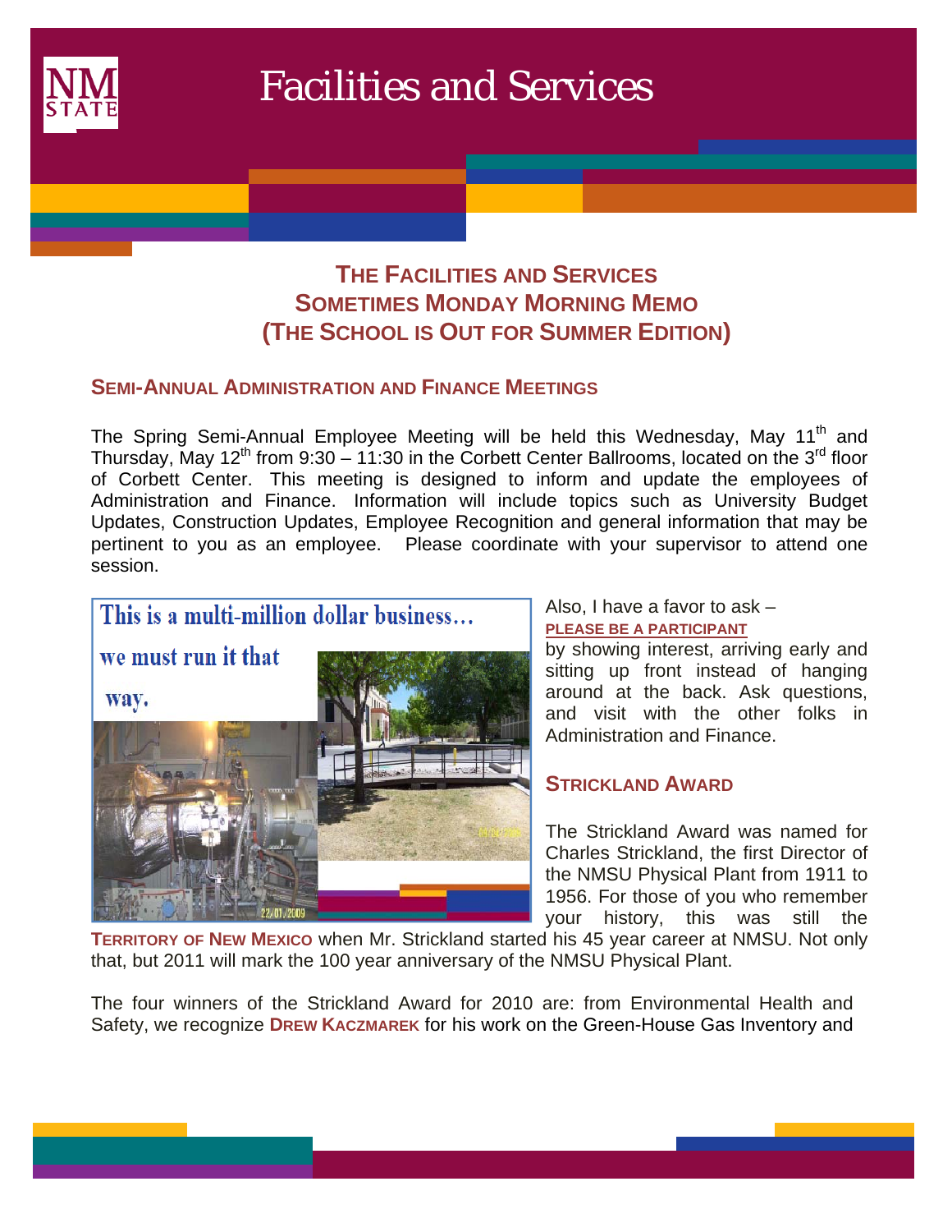# Facilities and Services

## THE FACILITIES AND SERVICES SOMETIMES MONDAY MORNING MEMO (THE SCHOOL IS OUT FOR SUMMER EDITION)

### SEMI-ANNUAL ADMINISTRATION AND FINANCE MEETINGS

The Spring Semi-Annual Employee Meeting will be held this Wednesday, May 11th and Thursday, May 12th from 9:30 – 11:30 in the Corbett Center Ballrooms, located on the 3rd floor of Corbett Center. This meeting is designed to inform and update the employees of Administration and Finance. Information will include topics such as University Budget Updates, Construction Updates, Employee Recognition and general information that may be pertinent to you as an employee. Please coordinate with your supervisor to attend one session.

This is a multi-million dollar business… we must run it that way.

Also, I have a favor to ask – **PLEASE BE A PARTICIPANT** by showing interest, arriving early and sitting up front instead of hanging around at the back. Ask questions, and visit with the other folks in Administration and Finance.

### STRICKLAND AWARD

The Strickland Award was named for Charles Strickland, the first Director of the NMSU Physical Plant from 1911 to 1956. For those of you who remember your history, this was still the **TERRITORY OF NEW MEXICO** when Mr. Strickland started his 45 year career at NMSU. Not only that, but 2011 will mark the 100 year anniversary of the NMSU Physical Plant.

The four winners of the Strickland Award for 2010 are: from Environmental Health and Safety, we recognize **DREW KACZMAREK** for his work on the Green-House Gas Inventory and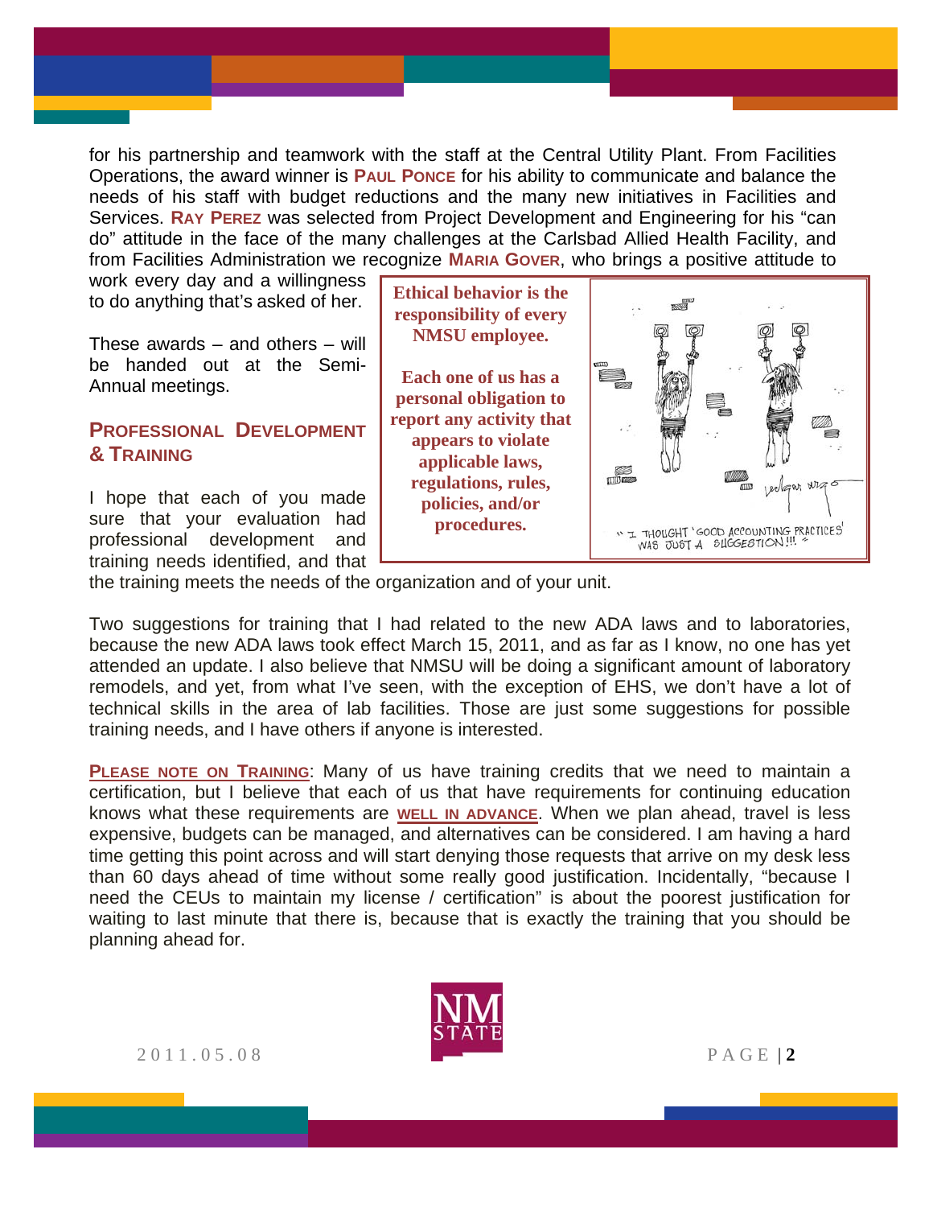for his partnership and teamwork with the staff at the Central Utility Plant. From Facilities Operations, the award winner is **PAUL PONCE** for his ability to communicate and balance the needs of his staff with budget reductions and the many new initiatives in Facilities and Services. **RAY PEREZ** was selected from Project Development and Engineering for his "can do" attitude in the face of the many challenges at the Carlsbad Allied Health Facility, and from Facilities Administration we recognize **MARIA GOVER**, who brings a positive attitude to work every day and a willingness to do anything that's asked of her.

These awards – and others – will be handed out at the Semi-Annual meetings.

**Ethical behavior is the responsibility of every NMSU employee.**

**Each one of us has a personal obligation to report any activity that appears to violate applicable laws, regulations, rules, policies, and/or procedures.**

"I THOUGHT 'GOOD ACCOUNTING PRACTICES' WAS JUST A SUGGESTION!!!"

## PROFESSIONAL DEVELOPMENT & TRAINING

I hope that each of you made sure that your evaluation had professional development and training needs identified, and that the training meets the needs of the organization and of your unit.

Two suggestions for training that I had related to the new ADA laws and to laboratories, because the new ADA laws took effect March 15, 2011, and as far as I know, no one has yet attended an update. I also believe that NMSU will be doing a significant amount of laboratory remodels, and yet, from what I've seen, with the exception of EHS, we don't have a lot of technical skills in the area of lab facilities. Those are just some suggestions for possible training needs, and I have others if anyone is interested.

**PLEASE NOTE ON TRAINING**: Many of us have training credits that we need to maintain a certification, but I believe that each of us that have requirements for continuing education knows what these requirements are **WELL IN ADVANCE**. When we plan ahead, travel is less expensive, budgets can be managed, and alternatives can be considered. I am having a hard time getting this point across and will start denying those requests that arrive on my desk less than 60 days ahead of time without some really good justification. Incidentally, "because I need the CEUs to maintain my license / certification" is about the poorest justification for waiting to last minute that there is, because that is exactly the training that you should be planning ahead for.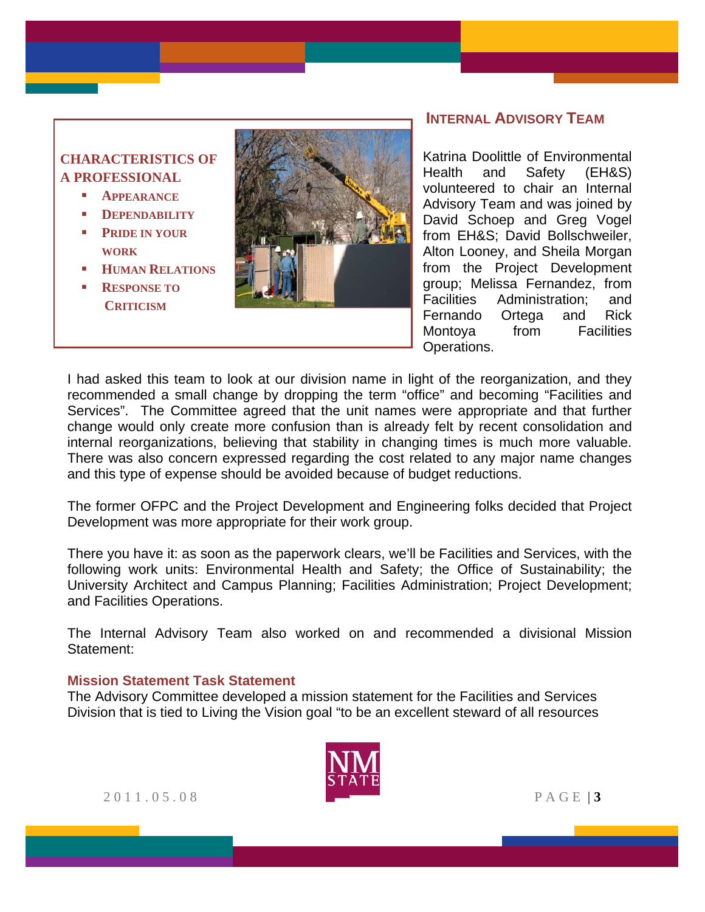### CHARACTERISTICS OF A PROFESSIONAL

- APPEARANCE
- DEPENDABILITY
- PRIDE IN YOUR WORK
- HUMAN RELATIONS
- RESPONSE TO CRITICISM

## INTERNAL ADVISORY TEAM

Katrina Doolittle of Environmental Health and Safety (EH&S) volunteered to chair an Internal Advisory Team and was joined by David Schoep and Greg Vogel from EH&S; David Bollschweiler, Alton Looney, and Sheila Morgan from the Project Development group; Melissa Fernandez, from Facilities Administration; and Fernando Ortega and Rick Montoya from Facilities Operations.

I had asked this team to look at our division name in light of the reorganization, and they recommended a small change by dropping the term "office" and becoming "Facilities and Services". The Committee agreed that the unit names were appropriate and that further change would only create more confusion than is already felt by recent consolidation and internal reorganizations, believing that stability in changing times is much more valuable. There was also concern expressed regarding the cost related to any major name changes and this type of expense should be avoided because of budget reductions.

The former OFPC and the Project Development and Engineering folks decided that Project Development was more appropriate for their work group.

There you have it: as soon as the paperwork clears, we'll be Facilities and Services, with the following work units: Environmental Health and Safety; the Office of Sustainability; the University Architect and Campus Planning; Facilities Administration; Project Development; and Facilities Operations.

The Internal Advisory Team also worked on and recommended a divisional Mission Statement:

### Mission Statement Task Statement

The Advisory Committee developed a mission statement for the Facilities and Services Division that is tied to Living the Vision goal "to be an excellent steward of all resources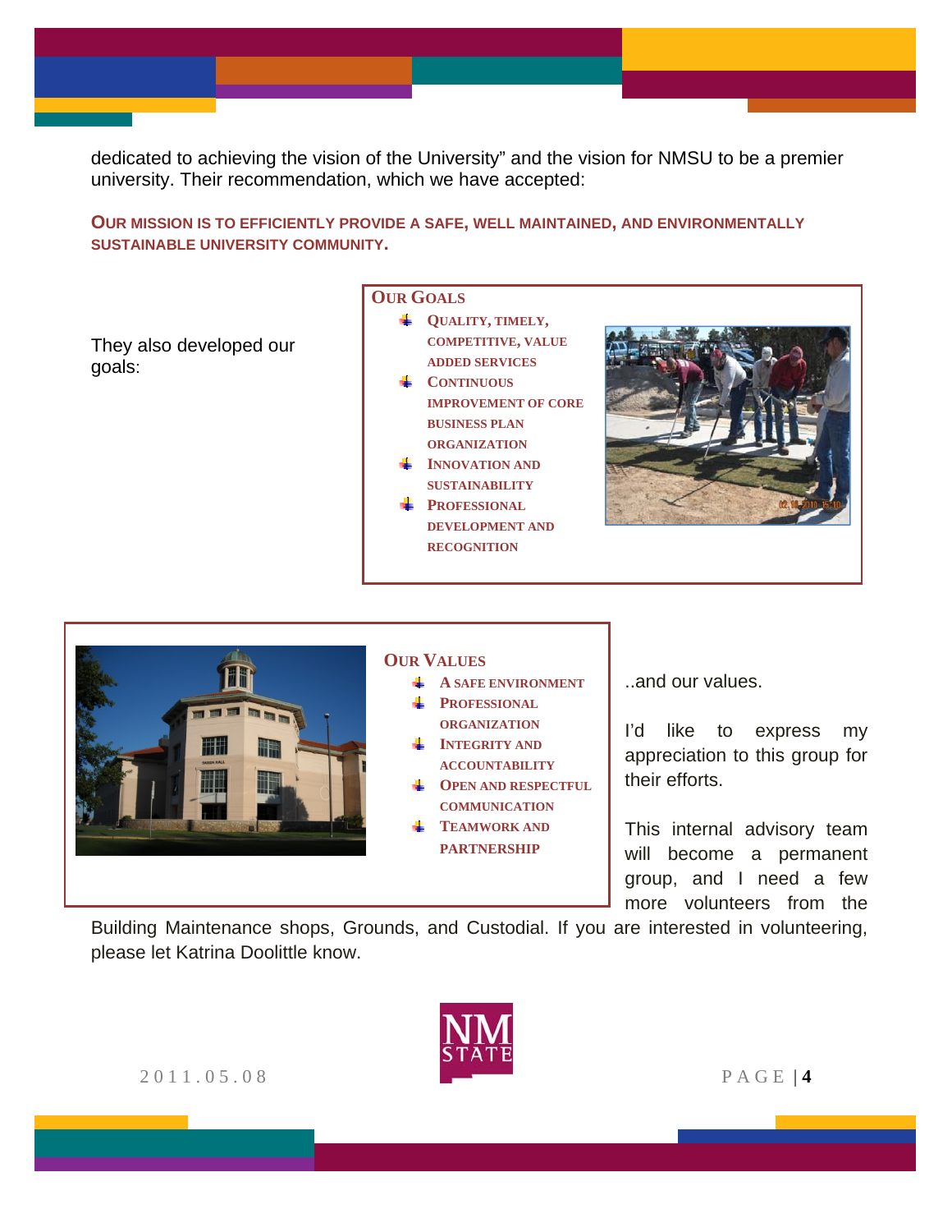dedicated to achieving the vision of the University" and the vision for NMSU to be a premier university. Their recommendation, which we have accepted:

**OUR MISSION IS TO EFFICIENTLY PROVIDE A SAFE, WELL MAINTAINED, AND ENVIRONMENTALLY SUSTAINABLE UNIVERSITY COMMUNITY.**

They also developed our goals:

### OUR GOALS

- QUALITY, TIMELY, COMPETITIVE, VALUE ADDED SERVICES
- CONTINUOUS IMPROVEMENT OF CORE BUSINESS PLAN ORGANIZATION
- INNOVATION AND SUSTAINABILITY
- PROFESSIONAL DEVELOPMENT AND RECOGNITION

### OUR VALUES

- A SAFE ENVIRONMENT
- PROFESSIONAL ORGANIZATION
- INTEGRITY AND ACCOUNTABILITY
- OPEN AND RESPECTFUL COMMUNICATION
- TEAMWORK AND PARTNERSHIP

..and our values.

I'd like to express my appreciation to this group for their efforts.

This internal advisory team will become a permanent group, and I need a few more volunteers from the Building Maintenance shops, Grounds, and Custodial. If you are interested in volunteering, please let Katrina Doolittle know.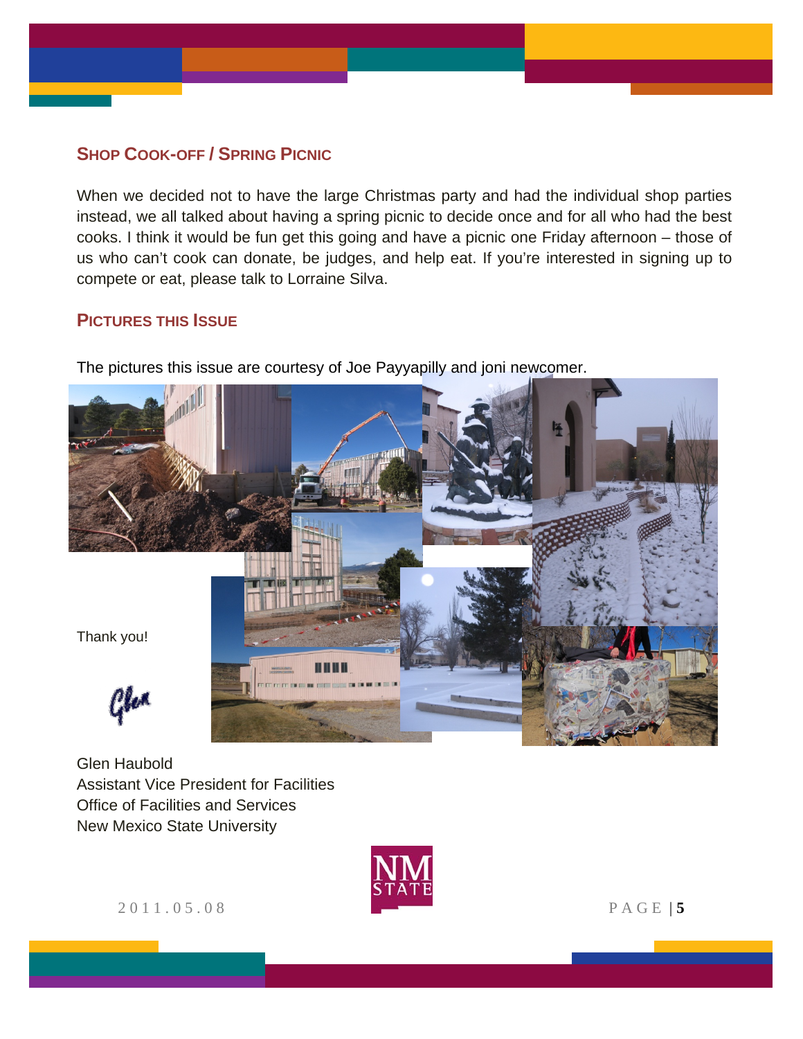## SHOP COOK-OFF / SPRING PICNIC

When we decided not to have the large Christmas party and had the individual shop parties instead, we all talked about having a spring picnic to decide once and for all who had the best cooks. I think it would be fun get this going and have a picnic one Friday afternoon – those of us who can't cook can donate, be judges, and help eat. If you're interested in signing up to compete or eat, please talk to Lorraine Silva.

## PICTURES THIS ISSUE

The pictures this issue are courtesy of Joe Payyapilly and joni newcomer.

Thank you!

Glen

Glen Haubold
Assistant Vice President for Facilities
Office of Facilities and Services
New Mexico State University

2011.05.08